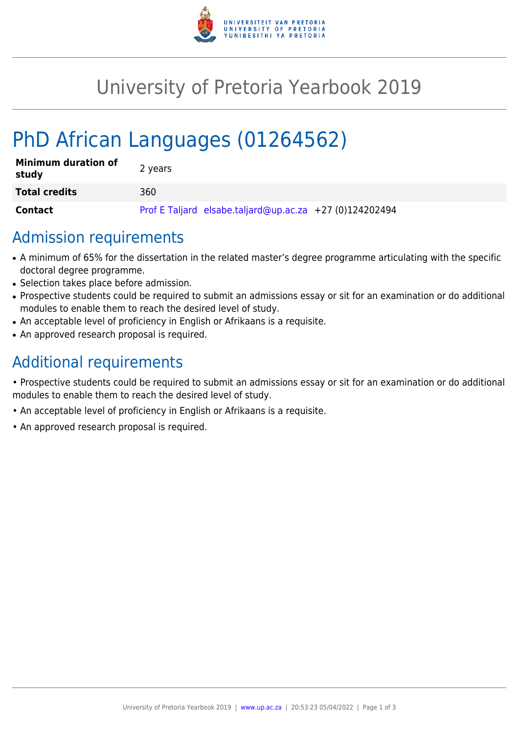# University of Pretoria Yearbook 2019

# PhD African Languages (01264562)

| | |
|---|---|
| **Minimum duration of study** | 2 years |
| **Total credits** | 360 |
| **Contact** | Prof E Taljard elsabe.taljard@up.ac.za +27 (0)124202494 |

## Admission requirements

- A minimum of 65% for the dissertation in the related master's degree programme articulating with the specific doctoral degree programme.
- Selection takes place before admission.
- Prospective students could be required to submit an admissions essay or sit for an examination or do additional modules to enable them to reach the desired level of study.
- An acceptable level of proficiency in English or Afrikaans is a requisite.
- An approved research proposal is required.

## Additional requirements

• Prospective students could be required to submit an admissions essay or sit for an examination or do additional modules to enable them to reach the desired level of study.

• An acceptable level of proficiency in English or Afrikaans is a requisite.

• An approved research proposal is required.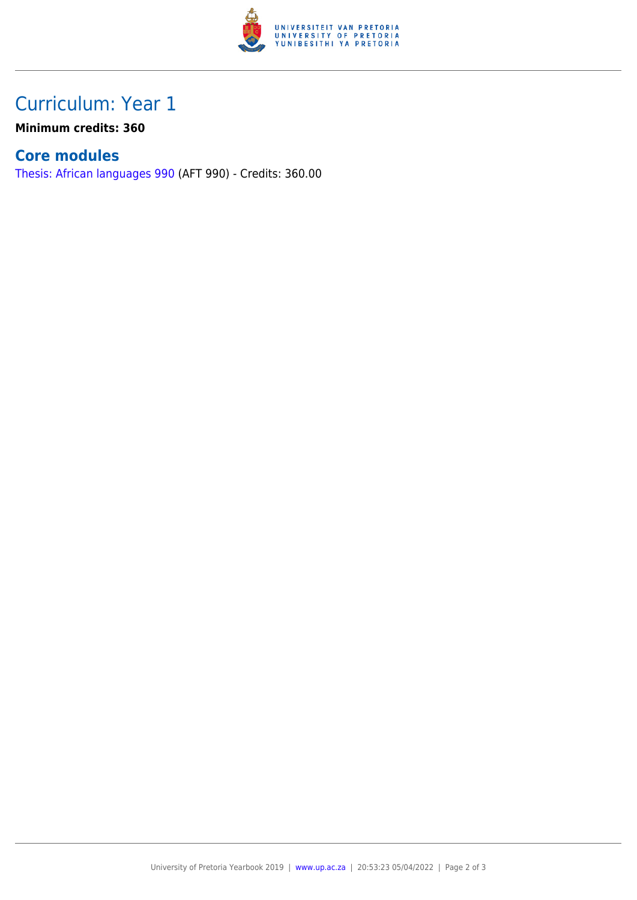# Curriculum: Year 1

**Minimum credits: 360**

## Core modules

Thesis: African languages 990 (AFT 990) - Credits: 360.00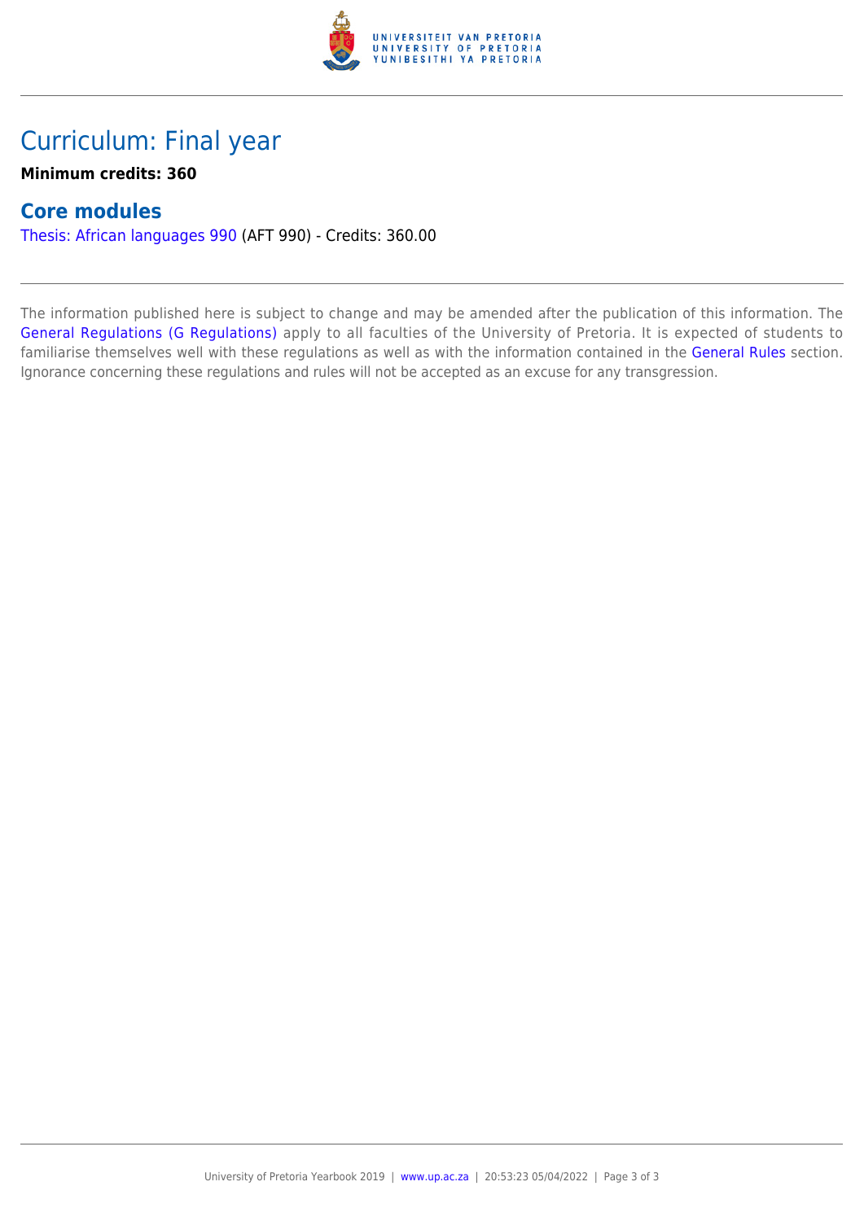## Curriculum: Final year

**Minimum credits: 360**

### Core modules

Thesis: African languages 990 (AFT 990) - Credits: 360.00

The information published here is subject to change and may be amended after the publication of this information. The General Regulations (G Regulations) apply to all faculties of the University of Pretoria. It is expected of students to familiarise themselves well with these regulations as well as with the information contained in the General Rules section. Ignorance concerning these regulations and rules will not be accepted as an excuse for any transgression.